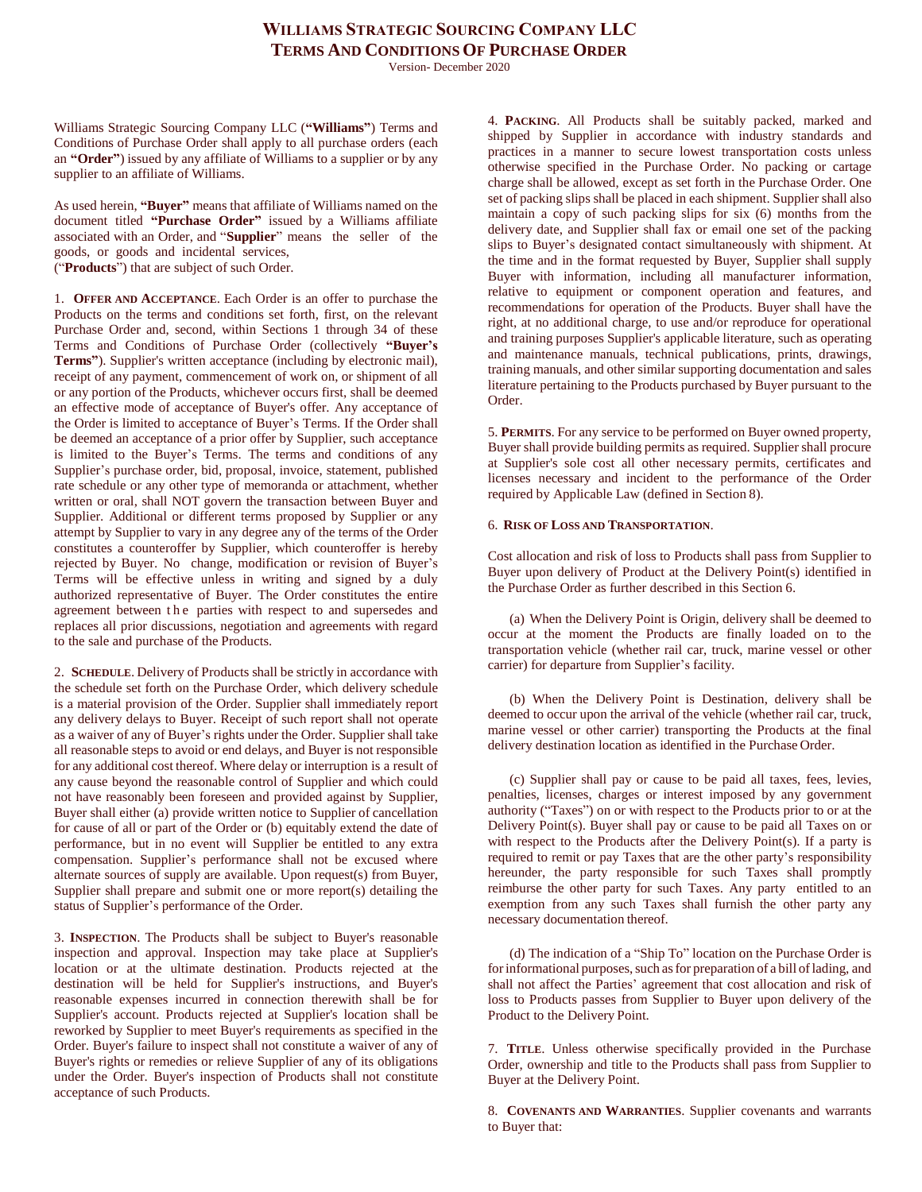# WILLIAMS STRATEGIC SOURCING COMPANY LLC
## TERMS AND CONDITIONS OF PURCHASE ORDER

Version- December 2020

Williams Strategic Sourcing Company LLC (**"Williams"**) Terms and Conditions of Purchase Order shall apply to all purchase orders (each an **"Order"**) issued by any affiliate of Williams to a supplier or by any supplier to an affiliate of Williams.

As used herein, **"Buyer"** means that affiliate of Williams named on the document titled **"Purchase Order"** issued by a Williams affiliate associated with an Order, and "**Supplier**" means the seller of the goods, or goods and incidental services, ("**Products**") that are subject of such Order.

1. **OFFER AND ACCEPTANCE**. Each Order is an offer to purchase the Products on the terms and conditions set forth, first, on the relevant Purchase Order and, second, within Sections 1 through 34 of these Terms and Conditions of Purchase Order (collectively **"Buyer's Terms"**). Supplier's written acceptance (including by electronic mail), receipt of any payment, commencement of work on, or shipment of all or any portion of the Products, whichever occurs first, shall be deemed an effective mode of acceptance of Buyer's offer. Any acceptance of the Order is limited to acceptance of Buyer's Terms. If the Order shall be deemed an acceptance of a prior offer by Supplier, such acceptance is limited to the Buyer's Terms. The terms and conditions of any Supplier's purchase order, bid, proposal, invoice, statement, published rate schedule or any other type of memoranda or attachment, whether written or oral, shall NOT govern the transaction between Buyer and Supplier. Additional or different terms proposed by Supplier or any attempt by Supplier to vary in any degree any of the terms of the Order constitutes a counteroffer by Supplier, which counteroffer is hereby rejected by Buyer. No change, modification or revision of Buyer's Terms will be effective unless in writing and signed by a duly authorized representative of Buyer. The Order constitutes the entire agreement between the parties with respect to and supersedes and replaces all prior discussions, negotiation and agreements with regard to the sale and purchase of the Products.

2. **SCHEDULE**. Delivery of Products shall be strictly in accordance with the schedule set forth on the Purchase Order, which delivery schedule is a material provision of the Order. Supplier shall immediately report any delivery delays to Buyer. Receipt of such report shall not operate as a waiver of any of Buyer's rights under the Order. Supplier shall take all reasonable steps to avoid or end delays, and Buyer is not responsible for any additional cost thereof. Where delay or interruption is a result of any cause beyond the reasonable control of Supplier and which could not have reasonably been foreseen and provided against by Supplier, Buyer shall either (a) provide written notice to Supplier of cancellation for cause of all or part of the Order or (b) equitably extend the date of performance, but in no event will Supplier be entitled to any extra compensation. Supplier's performance shall not be excused where alternate sources of supply are available. Upon request(s) from Buyer, Supplier shall prepare and submit one or more report(s) detailing the status of Supplier's performance of the Order.

3. **INSPECTION**. The Products shall be subject to Buyer's reasonable inspection and approval. Inspection may take place at Supplier's location or at the ultimate destination. Products rejected at the destination will be held for Supplier's instructions, and Buyer's reasonable expenses incurred in connection therewith shall be for Supplier's account. Products rejected at Supplier's location shall be reworked by Supplier to meet Buyer's requirements as specified in the Order. Buyer's failure to inspect shall not constitute a waiver of any of Buyer's rights or remedies or relieve Supplier of any of its obligations under the Order. Buyer's inspection of Products shall not constitute acceptance of such Products.

4. **PACKING**. All Products shall be suitably packed, marked and shipped by Supplier in accordance with industry standards and practices in a manner to secure lowest transportation costs unless otherwise specified in the Purchase Order. No packing or cartage charge shall be allowed, except as set forth in the Purchase Order. One set of packing slips shall be placed in each shipment. Supplier shall also maintain a copy of such packing slips for six (6) months from the delivery date, and Supplier shall fax or email one set of the packing slips to Buyer's designated contact simultaneously with shipment. At the time and in the format requested by Buyer, Supplier shall supply Buyer with information, including all manufacturer information, relative to equipment or component operation and features, and recommendations for operation of the Products. Buyer shall have the right, at no additional charge, to use and/or reproduce for operational and training purposes Supplier's applicable literature, such as operating and maintenance manuals, technical publications, prints, drawings, training manuals, and other similar supporting documentation and sales literature pertaining to the Products purchased by Buyer pursuant to the Order.

5. **PERMITS**. For any service to be performed on Buyer owned property, Buyer shall provide building permits as required. Supplier shall procure at Supplier's sole cost all other necessary permits, certificates and licenses necessary and incident to the performance of the Order required by Applicable Law (defined in Section 8).

6. **RISK OF LOSS AND TRANSPORTATION**.

Cost allocation and risk of loss to Products shall pass from Supplier to Buyer upon delivery of Product at the Delivery Point(s) identified in the Purchase Order as further described in this Section 6.

(a) When the Delivery Point is Origin, delivery shall be deemed to occur at the moment the Products are finally loaded on to the transportation vehicle (whether rail car, truck, marine vessel or other carrier) for departure from Supplier's facility.

(b) When the Delivery Point is Destination, delivery shall be deemed to occur upon the arrival of the vehicle (whether rail car, truck, marine vessel or other carrier) transporting the Products at the final delivery destination location as identified in the Purchase Order.

(c) Supplier shall pay or cause to be paid all taxes, fees, levies, penalties, licenses, charges or interest imposed by any government authority ("Taxes") on or with respect to the Products prior to or at the Delivery Point(s). Buyer shall pay or cause to be paid all Taxes on or with respect to the Products after the Delivery Point(s). If a party is required to remit or pay Taxes that are the other party's responsibility hereunder, the party responsible for such Taxes shall promptly reimburse the other party for such Taxes. Any party entitled to an exemption from any such Taxes shall furnish the other party any necessary documentation thereof.

(d) The indication of a "Ship To" location on the Purchase Order is for informational purposes, such as for preparation of a bill of lading, and shall not affect the Parties' agreement that cost allocation and risk of loss to Products passes from Supplier to Buyer upon delivery of the Product to the Delivery Point.

7. **TITLE**. Unless otherwise specifically provided in the Purchase Order, ownership and title to the Products shall pass from Supplier to Buyer at the Delivery Point.

8. **COVENANTS AND WARRANTIES**. Supplier covenants and warrants to Buyer that: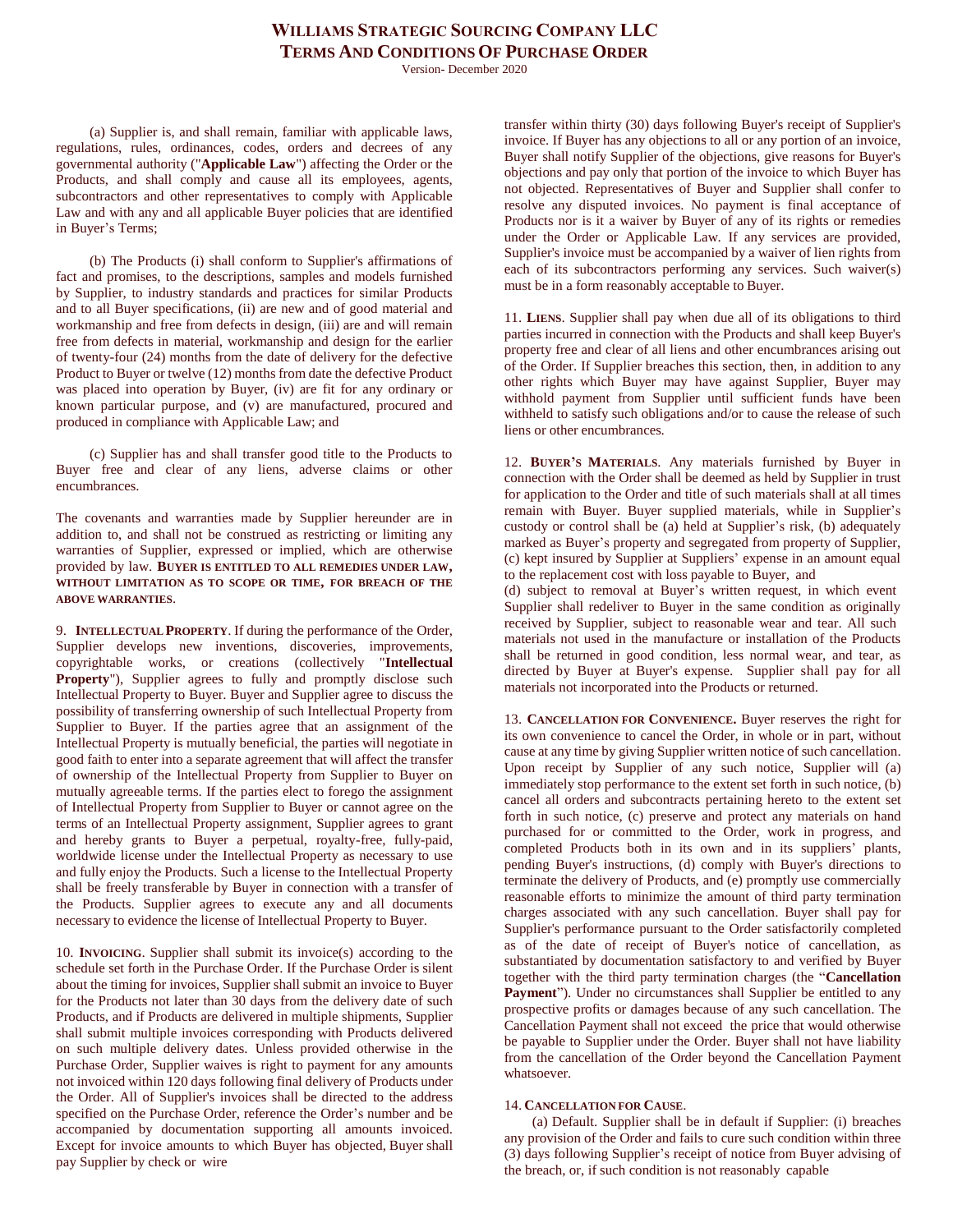(a) Supplier is, and shall remain, familiar with applicable laws, regulations, rules, ordinances, codes, orders and decrees of any governmental authority ("**Applicable Law**") affecting the Order or the Products, and shall comply and cause all its employees, agents, subcontractors and other representatives to comply with Applicable Law and with any and all applicable Buyer policies that are identified in Buyer's Terms;

(b) The Products (i) shall conform to Supplier's affirmations of fact and promises, to the descriptions, samples and models furnished by Supplier, to industry standards and practices for similar Products and to all Buyer specifications, (ii) are new and of good material and workmanship and free from defects in design, (iii) are and will remain free from defects in material, workmanship and design for the earlier of twenty-four (24) months from the date of delivery for the defective Product to Buyer or twelve (12) months from date the defective Product was placed into operation by Buyer, (iv) are fit for any ordinary or known particular purpose, and (v) are manufactured, procured and produced in compliance with Applicable Law; and

(c) Supplier has and shall transfer good title to the Products to Buyer free and clear of any liens, adverse claims or other encumbrances.

The covenants and warranties made by Supplier hereunder are in addition to, and shall not be construed as restricting or limiting any warranties of Supplier, expressed or implied, which are otherwise provided by law. **BUYER IS ENTITLED TO ALL REMEDIES UNDER LAW, WITHOUT LIMITATION AS TO SCOPE OR TIME, FOR BREACH OF THE ABOVE WARRANTIES.**

9. **INTELLECTUAL PROPERTY**. If during the performance of the Order, Supplier develops new inventions, discoveries, improvements, copyrightable works, or creations (collectively "**Intellectual Property**"), Supplier agrees to fully and promptly disclose such Intellectual Property to Buyer. Buyer and Supplier agree to discuss the possibility of transferring ownership of such Intellectual Property from Supplier to Buyer. If the parties agree that an assignment of the Intellectual Property is mutually beneficial, the parties will negotiate in good faith to enter into a separate agreement that will affect the transfer of ownership of the Intellectual Property from Supplier to Buyer on mutually agreeable terms. If the parties elect to forego the assignment of Intellectual Property from Supplier to Buyer or cannot agree on the terms of an Intellectual Property assignment, Supplier agrees to grant and hereby grants to Buyer a perpetual, royalty-free, fully-paid, worldwide license under the Intellectual Property as necessary to use and fully enjoy the Products. Such a license to the Intellectual Property shall be freely transferable by Buyer in connection with a transfer of the Products. Supplier agrees to execute any and all documents necessary to evidence the license of Intellectual Property to Buyer.

10. **INVOICING**. Supplier shall submit its invoice(s) according to the schedule set forth in the Purchase Order. If the Purchase Order is silent about the timing for invoices, Supplier shall submit an invoice to Buyer for the Products not later than 30 days from the delivery date of such Products, and if Products are delivered in multiple shipments, Supplier shall submit multiple invoices corresponding with Products delivered on such multiple delivery dates. Unless provided otherwise in the Purchase Order, Supplier waives is right to payment for any amounts not invoiced within 120 days following final delivery of Products under the Order. All of Supplier's invoices shall be directed to the address specified on the Purchase Order, reference the Order's number and be accompanied by documentation supporting all amounts invoiced. Except for invoice amounts to which Buyer has objected, Buyer shall pay Supplier by check or wire transfer within thirty (30) days following Buyer's receipt of Supplier's invoice. If Buyer has any objections to all or any portion of an invoice, Buyer shall notify Supplier of the objections, give reasons for Buyer's objections and pay only that portion of the invoice to which Buyer has not objected. Representatives of Buyer and Supplier shall confer to resolve any disputed invoices. No payment is final acceptance of Products nor is it a waiver by Buyer of any of its rights or remedies under the Order or Applicable Law. If any services are provided, Supplier's invoice must be accompanied by a waiver of lien rights from each of its subcontractors performing any services. Such waiver(s) must be in a form reasonably acceptable to Buyer.

11. **LIENS**. Supplier shall pay when due all of its obligations to third parties incurred in connection with the Products and shall keep Buyer's property free and clear of all liens and other encumbrances arising out of the Order. If Supplier breaches this section, then, in addition to any other rights which Buyer may have against Supplier, Buyer may withhold payment from Supplier until sufficient funds have been withheld to satisfy such obligations and/or to cause the release of such liens or other encumbrances.

12. **BUYER'S MATERIALS**. Any materials furnished by Buyer in connection with the Order shall be deemed as held by Supplier in trust for application to the Order and title of such materials shall at all times remain with Buyer. Buyer supplied materials, while in Supplier's custody or control shall be (a) held at Supplier's risk, (b) adequately marked as Buyer's property and segregated from property of Supplier, (c) kept insured by Supplier at Suppliers' expense in an amount equal to the replacement cost with loss payable to Buyer, and
(d) subject to removal at Buyer's written request, in which event Supplier shall redeliver to Buyer in the same condition as originally received by Supplier, subject to reasonable wear and tear. All such materials not used in the manufacture or installation of the Products shall be returned in good condition, less normal wear, and tear, as directed by Buyer at Buyer's expense. Supplier shall pay for all materials not incorporated into the Products or returned.

13. **CANCELLATION FOR CONVENIENCE.** Buyer reserves the right for its own convenience to cancel the Order, in whole or in part, without cause at any time by giving Supplier written notice of such cancellation. Upon receipt by Supplier of any such notice, Supplier will (a) immediately stop performance to the extent set forth in such notice, (b) cancel all orders and subcontracts pertaining hereto to the extent set forth in such notice, (c) preserve and protect any materials on hand purchased for or committed to the Order, work in progress, and completed Products both in its own and in its suppliers' plants, pending Buyer's instructions, (d) comply with Buyer's directions to terminate the delivery of Products, and (e) promptly use commercially reasonable efforts to minimize the amount of third party termination charges associated with any such cancellation. Buyer shall pay for Supplier's performance pursuant to the Order satisfactorily completed as of the date of receipt of Buyer's notice of cancellation, as substantiated by documentation satisfactory to and verified by Buyer together with the third party termination charges (the "**Cancellation Payment**"). Under no circumstances shall Supplier be entitled to any prospective profits or damages because of any such cancellation. The Cancellation Payment shall not exceed the price that would otherwise be payable to Supplier under the Order. Buyer shall not have liability from the cancellation of the Order beyond the Cancellation Payment whatsoever.

14. **CANCELLATION FOR CAUSE**.

(a) Default. Supplier shall be in default if Supplier: (i) breaches any provision of the Order and fails to cure such condition within three (3) days following Supplier's receipt of notice from Buyer advising of the breach, or, if such condition is not reasonably capable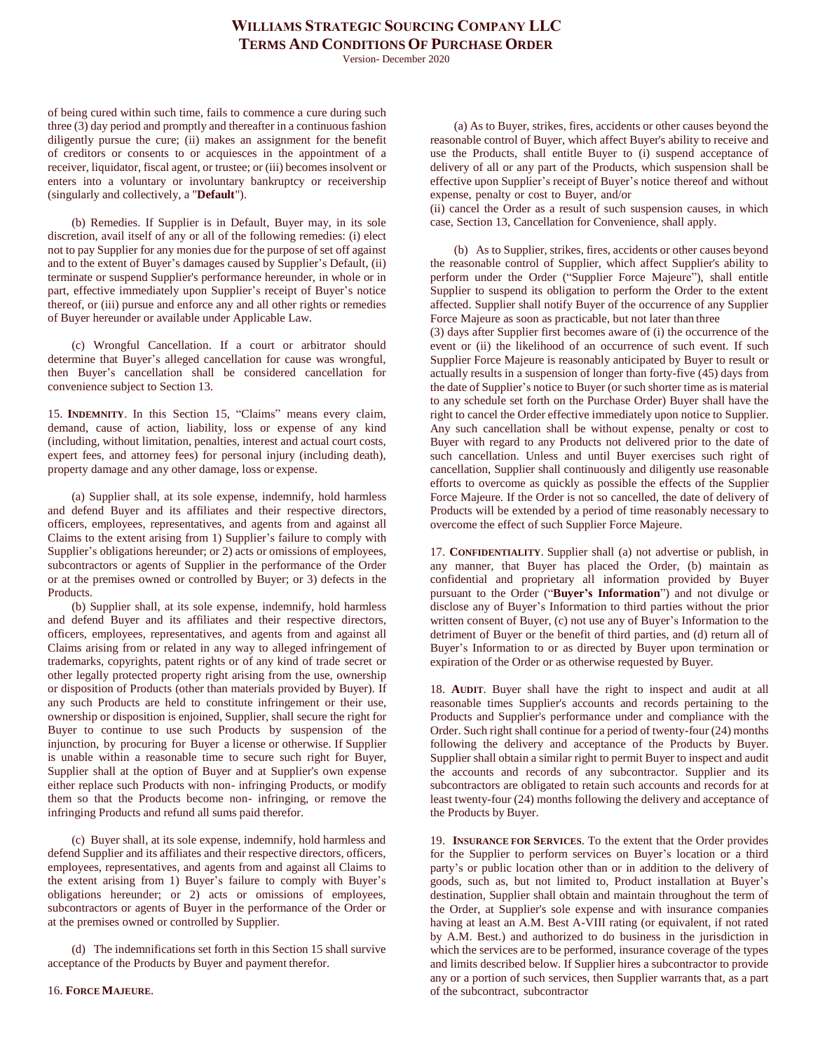of being cured within such time, fails to commence a cure during such three (3) day period and promptly and thereafter in a continuous fashion diligently pursue the cure; (ii) makes an assignment for the benefit of creditors or consents to or acquiesces in the appointment of a receiver, liquidator, fiscal agent, or trustee; or (iii) becomes insolvent or enters into a voluntary or involuntary bankruptcy or receivership (singularly and collectively, a "**Default**").

(b) Remedies. If Supplier is in Default, Buyer may, in its sole discretion, avail itself of any or all of the following remedies: (i) elect not to pay Supplier for any monies due for the purpose of set off against and to the extent of Buyer's damages caused by Supplier's Default, (ii) terminate or suspend Supplier's performance hereunder, in whole or in part, effective immediately upon Supplier's receipt of Buyer's notice thereof, or (iii) pursue and enforce any and all other rights or remedies of Buyer hereunder or available under Applicable Law.

(c) Wrongful Cancellation. If a court or arbitrator should determine that Buyer's alleged cancellation for cause was wrongful, then Buyer's cancellation shall be considered cancellation for convenience subject to Section 13.

15. **INDEMNITY**. In this Section 15, "Claims" means every claim, demand, cause of action, liability, loss or expense of any kind (including, without limitation, penalties, interest and actual court costs, expert fees, and attorney fees) for personal injury (including death), property damage and any other damage, loss or expense.

(a) Supplier shall, at its sole expense, indemnify, hold harmless and defend Buyer and its affiliates and their respective directors, officers, employees, representatives, and agents from and against all Claims to the extent arising from 1) Supplier's failure to comply with Supplier's obligations hereunder; or 2) acts or omissions of employees, subcontractors or agents of Supplier in the performance of the Order or at the premises owned or controlled by Buyer; or 3) defects in the Products.

(b) Supplier shall, at its sole expense, indemnify, hold harmless and defend Buyer and its affiliates and their respective directors, officers, employees, representatives, and agents from and against all Claims arising from or related in any way to alleged infringement of trademarks, copyrights, patent rights or of any kind of trade secret or other legally protected property right arising from the use, ownership or disposition of Products (other than materials provided by Buyer). If any such Products are held to constitute infringement or their use, ownership or disposition is enjoined, Supplier, shall secure the right for Buyer to continue to use such Products by suspension of the injunction, by procuring for Buyer a license or otherwise. If Supplier is unable within a reasonable time to secure such right for Buyer, Supplier shall at the option of Buyer and at Supplier's own expense either replace such Products with non- infringing Products, or modify them so that the Products become non- infringing, or remove the infringing Products and refund all sums paid therefor.

(c) Buyer shall, at its sole expense, indemnify, hold harmless and defend Supplier and its affiliates and their respective directors, officers, employees, representatives, and agents from and against all Claims to the extent arising from 1) Buyer's failure to comply with Buyer's obligations hereunder; or 2) acts or omissions of employees, subcontractors or agents of Buyer in the performance of the Order or at the premises owned or controlled by Supplier.

(d) The indemnifications set forth in this Section 15 shall survive acceptance of the Products by Buyer and payment therefor.

16. **FORCE MAJEURE**.

(a) As to Buyer, strikes, fires, accidents or other causes beyond the reasonable control of Buyer, which affect Buyer's ability to receive and use the Products, shall entitle Buyer to (i) suspend acceptance of delivery of all or any part of the Products, which suspension shall be effective upon Supplier's receipt of Buyer's notice thereof and without expense, penalty or cost to Buyer, and/or
(ii) cancel the Order as a result of such suspension causes, in which case, Section 13, Cancellation for Convenience, shall apply.

(b) As to Supplier, strikes, fires, accidents or other causes beyond the reasonable control of Supplier, which affect Supplier's ability to perform under the Order ("Supplier Force Majeure"), shall entitle Supplier to suspend its obligation to perform the Order to the extent affected. Supplier shall notify Buyer of the occurrence of any Supplier Force Majeure as soon as practicable, but not later than three
(3) days after Supplier first becomes aware of (i) the occurrence of the event or (ii) the likelihood of an occurrence of such event. If such Supplier Force Majeure is reasonably anticipated by Buyer to result or actually results in a suspension of longer than forty-five (45) days from the date of Supplier's notice to Buyer (or such shorter time as is material to any schedule set forth on the Purchase Order) Buyer shall have the right to cancel the Order effective immediately upon notice to Supplier. Any such cancellation shall be without expense, penalty or cost to Buyer with regard to any Products not delivered prior to the date of such cancellation. Unless and until Buyer exercises such right of cancellation, Supplier shall continuously and diligently use reasonable efforts to overcome as quickly as possible the effects of the Supplier Force Majeure. If the Order is not so cancelled, the date of delivery of Products will be extended by a period of time reasonably necessary to overcome the effect of such Supplier Force Majeure.

17. **CONFIDENTIALITY**. Supplier shall (a) not advertise or publish, in any manner, that Buyer has placed the Order, (b) maintain as confidential and proprietary all information provided by Buyer pursuant to the Order ("**Buyer's Information**") and not divulge or disclose any of Buyer's Information to third parties without the prior written consent of Buyer, (c) not use any of Buyer's Information to the detriment of Buyer or the benefit of third parties, and (d) return all of Buyer's Information to or as directed by Buyer upon termination or expiration of the Order or as otherwise requested by Buyer.

18. **AUDIT**. Buyer shall have the right to inspect and audit at all reasonable times Supplier's accounts and records pertaining to the Products and Supplier's performance under and compliance with the Order. Such right shall continue for a period of twenty-four (24) months following the delivery and acceptance of the Products by Buyer. Supplier shall obtain a similar right to permit Buyer to inspect and audit the accounts and records of any subcontractor. Supplier and its subcontractors are obligated to retain such accounts and records for at least twenty-four (24) months following the delivery and acceptance of the Products by Buyer.

19. **INSURANCE FOR SERVICES**. To the extent that the Order provides for the Supplier to perform services on Buyer's location or a third party's or public location other than or in addition to the delivery of goods, such as, but not limited to, Product installation at Buyer's destination, Supplier shall obtain and maintain throughout the term of the Order, at Supplier's sole expense and with insurance companies having at least an A.M. Best A-VIII rating (or equivalent, if not rated by A.M. Best.) and authorized to do business in the jurisdiction in which the services are to be performed, insurance coverage of the types and limits described below. If Supplier hires a subcontractor to provide any or a portion of such services, then Supplier warrants that, as a part of the subcontract, subcontractor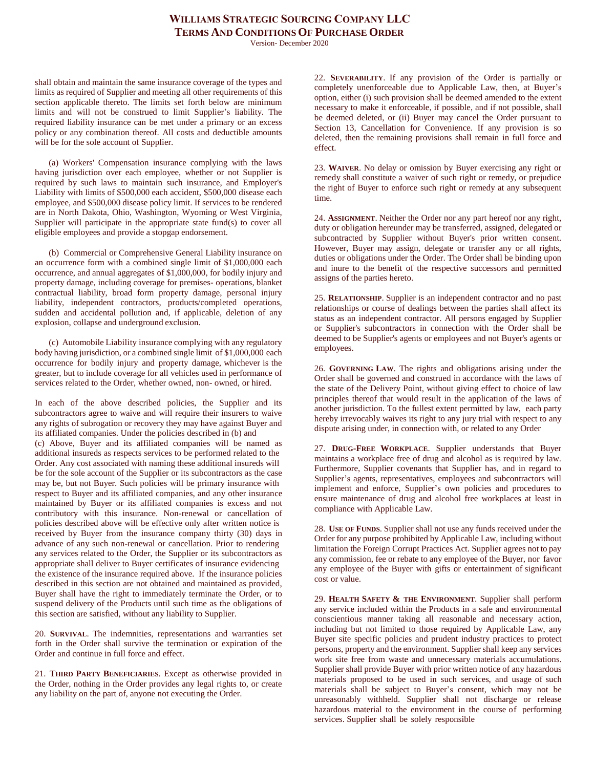shall obtain and maintain the same insurance coverage of the types and limits as required of Supplier and meeting all other requirements of this section applicable thereto. The limits set forth below are minimum limits and will not be construed to limit Supplier's liability. The required liability insurance can be met under a primary or an excess policy or any combination thereof. All costs and deductible amounts will be for the sole account of Supplier.

(a) Workers' Compensation insurance complying with the laws having jurisdiction over each employee, whether or not Supplier is required by such laws to maintain such insurance, and Employer's Liability with limits of $500,000 each accident, $500,000 disease each employee, and $500,000 disease policy limit. If services to be rendered are in North Dakota, Ohio, Washington, Wyoming or West Virginia, Supplier will participate in the appropriate state fund(s) to cover all eligible employees and provide a stopgap endorsement.

(b) Commercial or Comprehensive General Liability insurance on an occurrence form with a combined single limit of $1,000,000 each occurrence, and annual aggregates of $1,000,000, for bodily injury and property damage, including coverage for premises- operations, blanket contractual liability, broad form property damage, personal injury liability, independent contractors, products/completed operations, sudden and accidental pollution and, if applicable, deletion of any explosion, collapse and underground exclusion.

(c) Automobile Liability insurance complying with any regulatory body having jurisdiction, or a combined single limit of $1,000,000 each occurrence for bodily injury and property damage, whichever is the greater, but to include coverage for all vehicles used in performance of services related to the Order, whether owned, non- owned, or hired.

In each of the above described policies, the Supplier and its subcontractors agree to waive and will require their insurers to waive any rights of subrogation or recovery they may have against Buyer and its affiliated companies. Under the policies described in (b) and (c) Above, Buyer and its affiliated companies will be named as additional insureds as respects services to be performed related to the Order. Any cost associated with naming these additional insureds will be for the sole account of the Supplier or its subcontractors as the case may be, but not Buyer. Such policies will be primary insurance with respect to Buyer and its affiliated companies, and any other insurance maintained by Buyer or its affiliated companies is excess and not contributory with this insurance. Non-renewal or cancellation of policies described above will be effective only after written notice is received by Buyer from the insurance company thirty (30) days in advance of any such non-renewal or cancellation. Prior to rendering any services related to the Order, the Supplier or its subcontractors as appropriate shall deliver to Buyer certificates of insurance evidencing the existence of the insurance required above. If the insurance policies described in this section are not obtained and maintained as provided, Buyer shall have the right to immediately terminate the Order, or to suspend delivery of the Products until such time as the obligations of this section are satisfied, without any liability to Supplier.

20. **SURVIVAL**. The indemnities, representations and warranties set forth in the Order shall survive the termination or expiration of the Order and continue in full force and effect.

21. **THIRD PARTY BENEFICIARIES**. Except as otherwise provided in the Order, nothing in the Order provides any legal rights to, or create any liability on the part of, anyone not executing the Order.

22. **SEVERABILITY**. If any provision of the Order is partially or completely unenforceable due to Applicable Law, then, at Buyer's option, either (i) such provision shall be deemed amended to the extent necessary to make it enforceable, if possible, and if not possible, shall be deemed deleted, or (ii) Buyer may cancel the Order pursuant to Section 13, Cancellation for Convenience. If any provision is so deleted, then the remaining provisions shall remain in full force and effect.

23. **WAIVER**. No delay or omission by Buyer exercising any right or remedy shall constitute a waiver of such right or remedy, or prejudice the right of Buyer to enforce such right or remedy at any subsequent time.

24. **ASSIGNMENT**. Neither the Order nor any part hereof nor any right, duty or obligation hereunder may be transferred, assigned, delegated or subcontracted by Supplier without Buyer's prior written consent. However, Buyer may assign, delegate or transfer any or all rights, duties or obligations under the Order. The Order shall be binding upon and inure to the benefit of the respective successors and permitted assigns of the parties hereto.

25. **RELATIONSHIP**. Supplier is an independent contractor and no past relationships or course of dealings between the parties shall affect its status as an independent contractor. All persons engaged by Supplier or Supplier's subcontractors in connection with the Order shall be deemed to be Supplier's agents or employees and not Buyer's agents or employees.

26. **GOVERNING LAW**. The rights and obligations arising under the Order shall be governed and construed in accordance with the laws of the state of the Delivery Point, without giving effect to choice of law principles thereof that would result in the application of the laws of another jurisdiction. To the fullest extent permitted by law, each party hereby irrevocably waives its right to any jury trial with respect to any dispute arising under, in connection with, or related to any Order

27. **DRUG-FREE WORKPLACE**. Supplier understands that Buyer maintains a workplace free of drug and alcohol as is required by law. Furthermore, Supplier covenants that Supplier has, and in regard to Supplier's agents, representatives, employees and subcontractors will implement and enforce, Supplier's own policies and procedures to ensure maintenance of drug and alcohol free workplaces at least in compliance with Applicable Law.

28. **USE OF FUNDS**. Supplier shall not use any funds received under the Order for any purpose prohibited by Applicable Law, including without limitation the Foreign Corrupt Practices Act. Supplier agrees not to pay any commission, fee or rebate to any employee of the Buyer, nor favor any employee of the Buyer with gifts or entertainment of significant cost or value.

29. **HEALTH SAFETY & THE ENVIRONMENT**. Supplier shall perform any service included within the Products in a safe and environmental conscientious manner taking all reasonable and necessary action, including but not limited to those required by Applicable Law, any Buyer site specific policies and prudent industry practices to protect persons, property and the environment. Supplier shall keep any services work site free from waste and unnecessary materials accumulations. Supplier shall provide Buyer with prior written notice of any hazardous materials proposed to be used in such services, and usage of such materials shall be subject to Buyer's consent, which may not be unreasonably withheld. Supplier shall not discharge or release hazardous material to the environment in the course of performing services. Supplier shall be solely responsible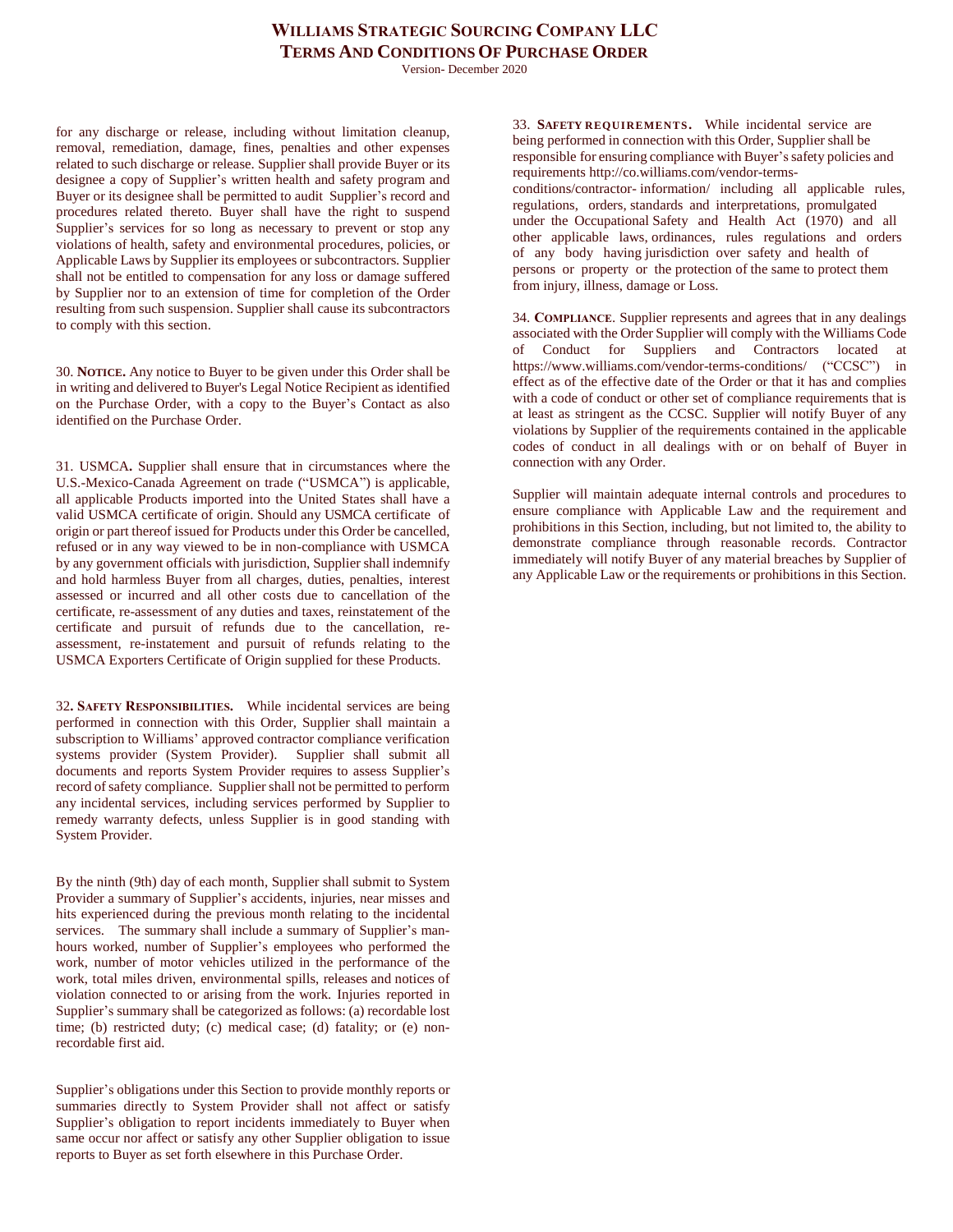for any discharge or release, including without limitation cleanup, removal, remediation, damage, fines, penalties and other expenses related to such discharge or release. Supplier shall provide Buyer or its designee a copy of Supplier's written health and safety program and Buyer or its designee shall be permitted to audit Supplier's record and procedures related thereto. Buyer shall have the right to suspend Supplier's services for so long as necessary to prevent or stop any violations of health, safety and environmental procedures, policies, or Applicable Laws by Supplier its employees or subcontractors. Supplier shall not be entitled to compensation for any loss or damage suffered by Supplier nor to an extension of time for completion of the Order resulting from such suspension. Supplier shall cause its subcontractors to comply with this section.

30. **NOTICE.** Any notice to Buyer to be given under this Order shall be in writing and delivered to Buyer's Legal Notice Recipient as identified on the Purchase Order, with a copy to the Buyer's Contact as also identified on the Purchase Order.

31. USMCA**.** Supplier shall ensure that in circumstances where the U.S.-Mexico-Canada Agreement on trade ("USMCA") is applicable, all applicable Products imported into the United States shall have a valid USMCA certificate of origin. Should any USMCA certificate of origin or part thereof issued for Products under this Order be cancelled, refused or in any way viewed to be in non-compliance with USMCA by any government officials with jurisdiction, Supplier shall indemnify and hold harmless Buyer from all charges, duties, penalties, interest assessed or incurred and all other costs due to cancellation of the certificate, re-assessment of any duties and taxes, reinstatement of the certificate and pursuit of refunds due to the cancellation, re-assessment, re-instatement and pursuit of refunds relating to the USMCA Exporters Certificate of Origin supplied for these Products.

32**. SAFETY RESPONSIBILITIES.** While incidental services are being performed in connection with this Order, Supplier shall maintain a subscription to Williams' approved contractor compliance verification systems provider (System Provider). Supplier shall submit all documents and reports System Provider requires to assess Supplier's record of safety compliance. Supplier shall not be permitted to perform any incidental services, including services performed by Supplier to remedy warranty defects, unless Supplier is in good standing with System Provider.

By the ninth (9th) day of each month, Supplier shall submit to System Provider a summary of Supplier's accidents, injuries, near misses and hits experienced during the previous month relating to the incidental services. The summary shall include a summary of Supplier's man-hours worked, number of Supplier's employees who performed the work, number of motor vehicles utilized in the performance of the work, total miles driven, environmental spills, releases and notices of violation connected to or arising from the work. Injuries reported in Supplier's summary shall be categorized as follows: (a) recordable lost time; (b) restricted duty; (c) medical case; (d) fatality; or (e) non-recordable first aid.

Supplier's obligations under this Section to provide monthly reports or summaries directly to System Provider shall not affect or satisfy Supplier's obligation to report incidents immediately to Buyer when same occur nor affect or satisfy any other Supplier obligation to issue reports to Buyer as set forth elsewhere in this Purchase Order.

33. **SAFETY REQUIREMENTS.** While incidental service are being performed in connection with this Order, Supplier shall be responsible for ensuring compliance with Buyer's safety policies and requirements http://co.williams.com/vendor-terms-conditions/contractor- information/ including all applicable rules, regulations, orders, standards and interpretations, promulgated under the Occupational Safety and Health Act (1970) and all other applicable laws, ordinances, rules regulations and orders of any body having jurisdiction over safety and health of persons or property or the protection of the same to protect them from injury, illness, damage or Loss.

34. **COMPLIANCE**. Supplier represents and agrees that in any dealings associated with the Order Supplier will comply with the Williams Code of Conduct for Suppliers and Contractors located at https://www.williams.com/vendor-terms-conditions/ ("CCSC") in effect as of the effective date of the Order or that it has and complies with a code of conduct or other set of compliance requirements that is at least as stringent as the CCSC. Supplier will notify Buyer of any violations by Supplier of the requirements contained in the applicable codes of conduct in all dealings with or on behalf of Buyer in connection with any Order.

Supplier will maintain adequate internal controls and procedures to ensure compliance with Applicable Law and the requirement and prohibitions in this Section, including, but not limited to, the ability to demonstrate compliance through reasonable records. Contractor immediately will notify Buyer of any material breaches by Supplier of any Applicable Law or the requirements or prohibitions in this Section.